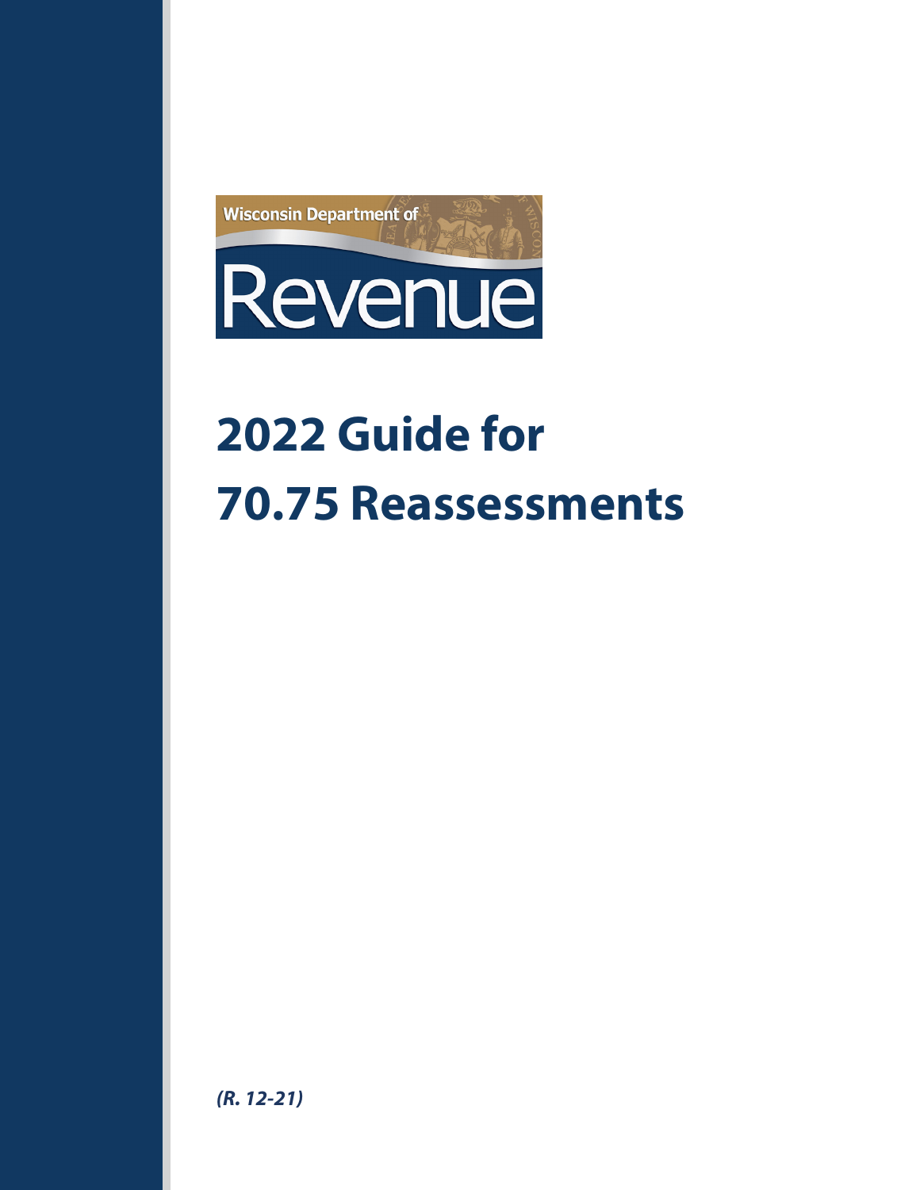Wisconsin Department of

Revenue

# 2022 Guide for 70.75 Reassessments

*(R. 12-21)*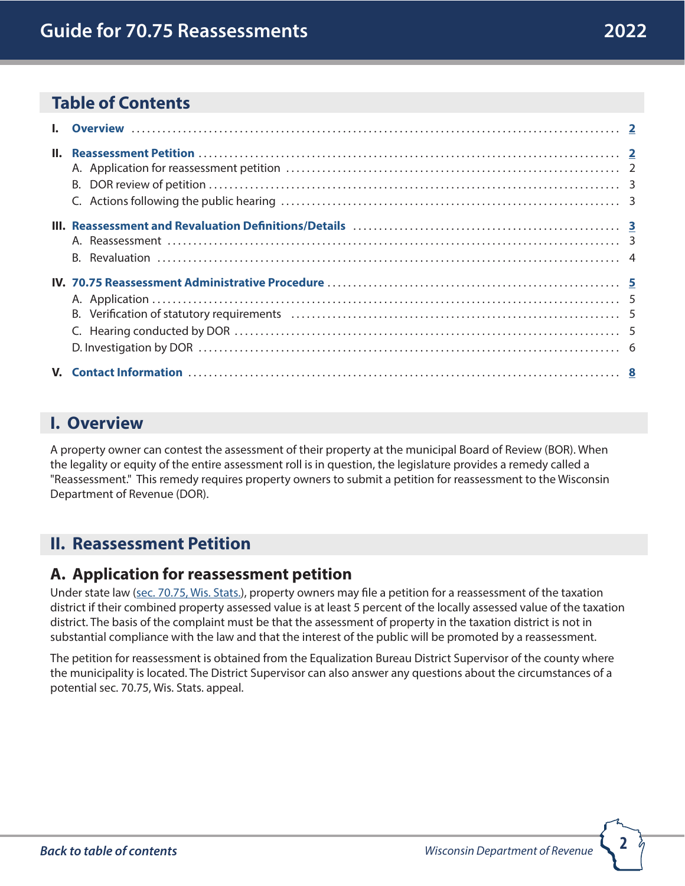## Table of Contents

| | | |
|---|---|---|
| **I.** | **Overview** | **2** |
| **II.** | **Reassessment Petition** | **2** |
| | A. Application for reassessment petition | 2 |
| | B. DOR review of petition | 3 |
| | C. Actions following the public hearing | 3 |
| **III.** | **Reassessment and Revaluation Definitions/Details** | **3** |
| | A. Reassessment | 3 |
| | B. Revaluation | 4 |
| **IV.** | **70.75 Reassessment Administrative Procedure** | **5** |
| | A. Application | 5 |
| | B. Verification of statutory requirements | 5 |
| | C. Hearing conducted by DOR | 5 |
| | D. Investigation by DOR | 6 |
| **V.** | **Contact Information** | **8** |

## I. Overview

A property owner can contest the assessment of their property at the municipal Board of Review (BOR). When the legality or equity of the entire assessment roll is in question, the legislature provides a remedy called a "Reassessment." This remedy requires property owners to submit a petition for reassessment to the Wisconsin Department of Revenue (DOR).

## II. Reassessment Petition

### A. Application for reassessment petition

Under state law (sec. 70.75, Wis. Stats.), property owners may file a petition for a reassessment of the taxation district if their combined property assessed value is at least 5 percent of the locally assessed value of the taxation district. The basis of the complaint must be that the assessment of property in the taxation district is not in substantial compliance with the law and that the interest of the public will be promoted by a reassessment.

The petition for reassessment is obtained from the Equalization Bureau District Supervisor of the county where the municipality is located. The District Supervisor can also answer any questions about the circumstances of a potential sec. 70.75, Wis. Stats. appeal.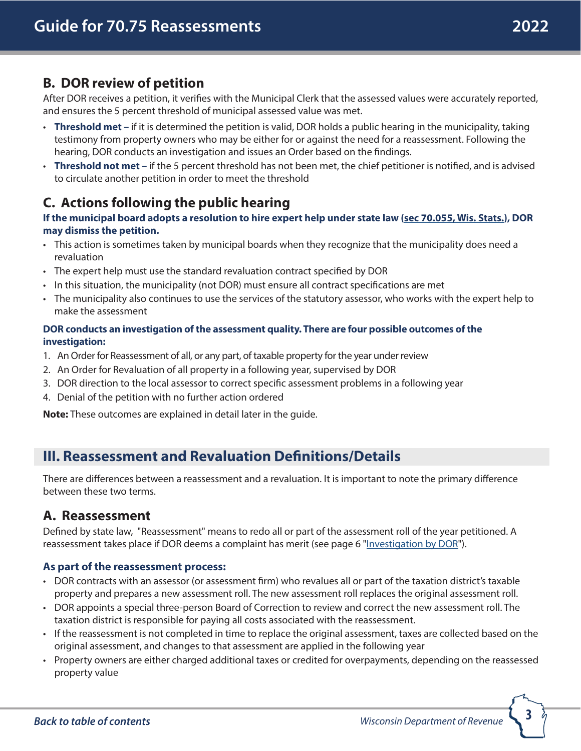## B. DOR review of petition

After DOR receives a petition, it verifies with the Municipal Clerk that the assessed values were accurately reported, and ensures the 5 percent threshold of municipal assessed value was met.

- **Threshold met –** if it is determined the petition is valid, DOR holds a public hearing in the municipality, taking testimony from property owners who may be either for or against the need for a reassessment. Following the hearing, DOR conducts an investigation and issues an Order based on the findings.
- **Threshold not met –** if the 5 percent threshold has not been met, the chief petitioner is notified, and is advised to circulate another petition in order to meet the threshold

## C. Actions following the public hearing

**If the municipal board adopts a resolution to hire expert help under state law (sec 70.055, Wis. Stats.), DOR may dismiss the petition.**

- This action is sometimes taken by municipal boards when they recognize that the municipality does need a revaluation
- The expert help must use the standard revaluation contract specified by DOR
- In this situation, the municipality (not DOR) must ensure all contract specifications are met
- The municipality also continues to use the services of the statutory assessor, who works with the expert help to make the assessment

**DOR conducts an investigation of the assessment quality. There are four possible outcomes of the investigation:**

1. An Order for Reassessment of all, or any part, of taxable property for the year under review
2. An Order for Revaluation of all property in a following year, supervised by DOR
3. DOR direction to the local assessor to correct specific assessment problems in a following year
4. Denial of the petition with no further action ordered

**Note:** These outcomes are explained in detail later in the guide.

# III. Reassessment and Revaluation Definitions/Details

There are differences between a reassessment and a revaluation. It is important to note the primary difference between these two terms.

## A. Reassessment

Defined by state law, "Reassessment" means to redo all or part of the assessment roll of the year petitioned. A reassessment takes place if DOR deems a complaint has merit (see page 6 "Investigation by DOR").

### As part of the reassessment process:

- DOR contracts with an assessor (or assessment firm) who revalues all or part of the taxation district's taxable property and prepares a new assessment roll. The new assessment roll replaces the original assessment roll.
- DOR appoints a special three-person Board of Correction to review and correct the new assessment roll. The taxation district is responsible for paying all costs associated with the reassessment.
- If the reassessment is not completed in time to replace the original assessment, taxes are collected based on the original assessment, and changes to that assessment are applied in the following year
- Property owners are either charged additional taxes or credited for overpayments, depending on the reassessed property value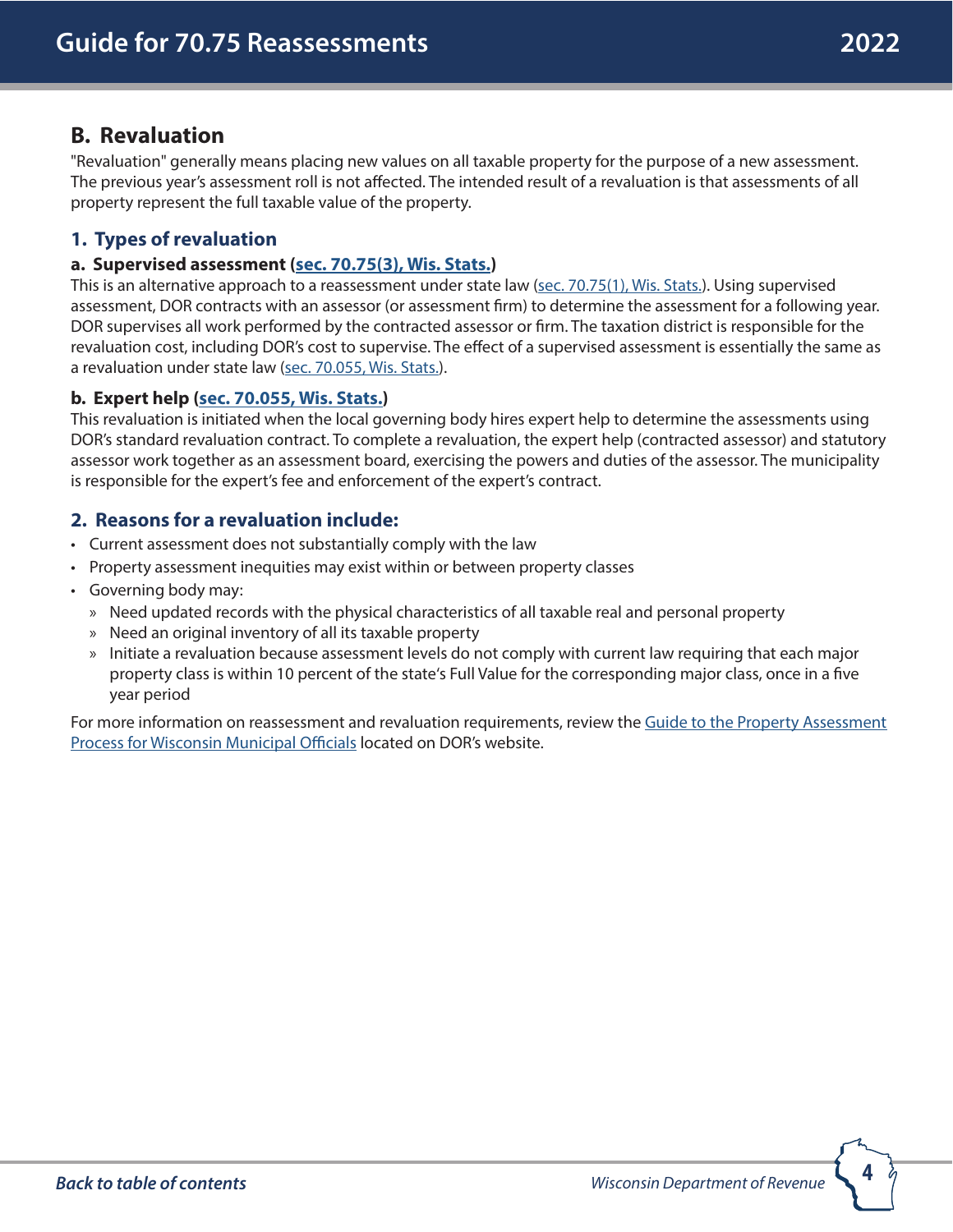## B. Revaluation

"Revaluation" generally means placing new values on all taxable property for the purpose of a new assessment. The previous year's assessment roll is not affected. The intended result of a revaluation is that assessments of all property represent the full taxable value of the property.

### 1. Types of revaluation

#### a. Supervised assessment ([sec. 70.75(3), Wis. Stats.](#))

This is an alternative approach to a reassessment under state law ([sec. 70.75(1), Wis. Stats.](#)). Using supervised assessment, DOR contracts with an assessor (or assessment firm) to determine the assessment for a following year. DOR supervises all work performed by the contracted assessor or firm. The taxation district is responsible for the revaluation cost, including DOR's cost to supervise. The effect of a supervised assessment is essentially the same as a revaluation under state law ([sec. 70.055, Wis. Stats.](#)).

#### b. Expert help ([sec. 70.055, Wis. Stats.](#))

This revaluation is initiated when the local governing body hires expert help to determine the assessments using DOR's standard revaluation contract. To complete a revaluation, the expert help (contracted assessor) and statutory assessor work together as an assessment board, exercising the powers and duties of the assessor. The municipality is responsible for the expert's fee and enforcement of the expert's contract.

### 2. Reasons for a revaluation include:

- Current assessment does not substantially comply with the law
- Property assessment inequities may exist within or between property classes
- Governing body may:
  - Need updated records with the physical characteristics of all taxable real and personal property
  - Need an original inventory of all its taxable property
  - Initiate a revaluation because assessment levels do not comply with current law requiring that each major property class is within 10 percent of the state's Full Value for the corresponding major class, once in a five year period

For more information on reassessment and revaluation requirements, review the [Guide to the Property Assessment Process for Wisconsin Municipal Officials](#) located on DOR's website.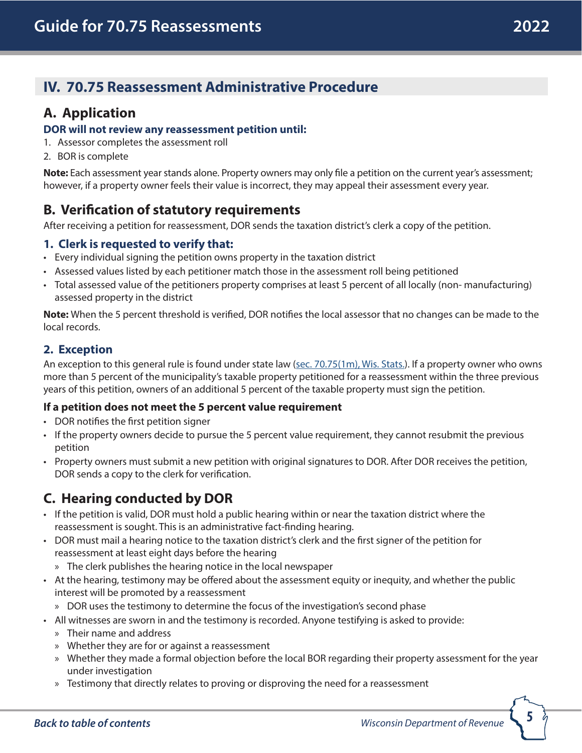## IV. 70.75 Reassessment Administrative Procedure

### A. Application

**DOR will not review any reassessment petition until:**

1. Assessor completes the assessment roll
2. BOR is complete

**Note:** Each assessment year stands alone. Property owners may only file a petition on the current year's assessment; however, if a property owner feels their value is incorrect, they may appeal their assessment every year.

### B. Verification of statutory requirements

After receiving a petition for reassessment, DOR sends the taxation district's clerk a copy of the petition.

#### 1. Clerk is requested to verify that:

- Every individual signing the petition owns property in the taxation district
- Assessed values listed by each petitioner match those in the assessment roll being petitioned
- Total assessed value of the petitioners property comprises at least 5 percent of all locally (non- manufacturing) assessed property in the district

**Note:** When the 5 percent threshold is verified, DOR notifies the local assessor that no changes can be made to the local records.

#### 2. Exception

An exception to this general rule is found under state law (sec. 70.75(1m), Wis. Stats.). If a property owner who owns more than 5 percent of the municipality's taxable property petitioned for a reassessment within the three previous years of this petition, owners of an additional 5 percent of the taxable property must sign the petition.

**If a petition does not meet the 5 percent value requirement**

- DOR notifies the first petition signer
- If the property owners decide to pursue the 5 percent value requirement, they cannot resubmit the previous petition
- Property owners must submit a new petition with original signatures to DOR. After DOR receives the petition, DOR sends a copy to the clerk for verification.

### C. Hearing conducted by DOR

- If the petition is valid, DOR must hold a public hearing within or near the taxation district where the reassessment is sought. This is an administrative fact-finding hearing.
- DOR must mail a hearing notice to the taxation district's clerk and the first signer of the petition for reassessment at least eight days before the hearing
  - The clerk publishes the hearing notice in the local newspaper
- At the hearing, testimony may be offered about the assessment equity or inequity, and whether the public interest will be promoted by a reassessment
  - DOR uses the testimony to determine the focus of the investigation's second phase
- All witnesses are sworn in and the testimony is recorded. Anyone testifying is asked to provide:
  - Their name and address
  - Whether they are for or against a reassessment
  - Whether they made a formal objection before the local BOR regarding their property assessment for the year under investigation
  - Testimony that directly relates to proving or disproving the need for a reassessment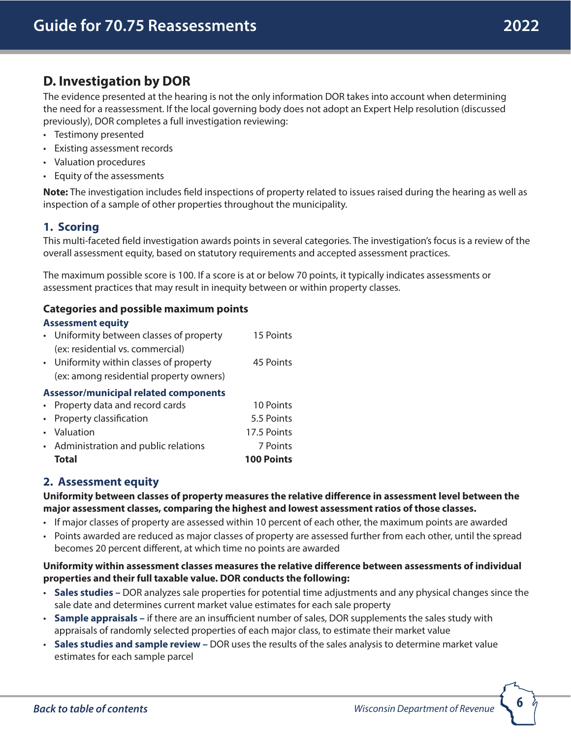## D. Investigation by DOR

The evidence presented at the hearing is not the only information DOR takes into account when determining the need for a reassessment. If the local governing body does not adopt an Expert Help resolution (discussed previously), DOR completes a full investigation reviewing:

- Testimony presented
- Existing assessment records
- Valuation procedures
- Equity of the assessments

**Note:** The investigation includes field inspections of property related to issues raised during the hearing as well as inspection of a sample of other properties throughout the municipality.

### 1. Scoring

This multi-faceted field investigation awards points in several categories. The investigation's focus is a review of the overall assessment equity, based on statutory requirements and accepted assessment practices.

The maximum possible score is 100. If a score is at or below 70 points, it typically indicates assessments or assessment practices that may result in inequity between or within property classes.

#### Categories and possible maximum points

| Category | Points |
|---|---|
| **Assessment equity** | |
| • Uniformity between classes of property (ex: residential vs. commercial) | 15 Points |
| • Uniformity within classes of property (ex: among residential property owners) | 45 Points |
| **Assessor/municipal related components** | |
| • Property data and record cards | 10 Points |
| • Property classification | 5.5 Points |
| • Valuation | 17.5 Points |
| • Administration and public relations | 7 Points |
| **Total** | **100 Points** |

### 2. Assessment equity

**Uniformity between classes of property measures the relative difference in assessment level between the major assessment classes, comparing the highest and lowest assessment ratios of those classes.**

- If major classes of property are assessed within 10 percent of each other, the maximum points are awarded
- Points awarded are reduced as major classes of property are assessed further from each other, until the spread becomes 20 percent different, at which time no points are awarded

**Uniformity within assessment classes measures the relative difference between assessments of individual properties and their full taxable value. DOR conducts the following:**

- **Sales studies –** DOR analyzes sale properties for potential time adjustments and any physical changes since the sale date and determines current market value estimates for each sale property
- **Sample appraisals –** if there are an insufficient number of sales, DOR supplements the sales study with appraisals of randomly selected properties of each major class, to estimate their market value
- **Sales studies and sample review –** DOR uses the results of the sales analysis to determine market value estimates for each sample parcel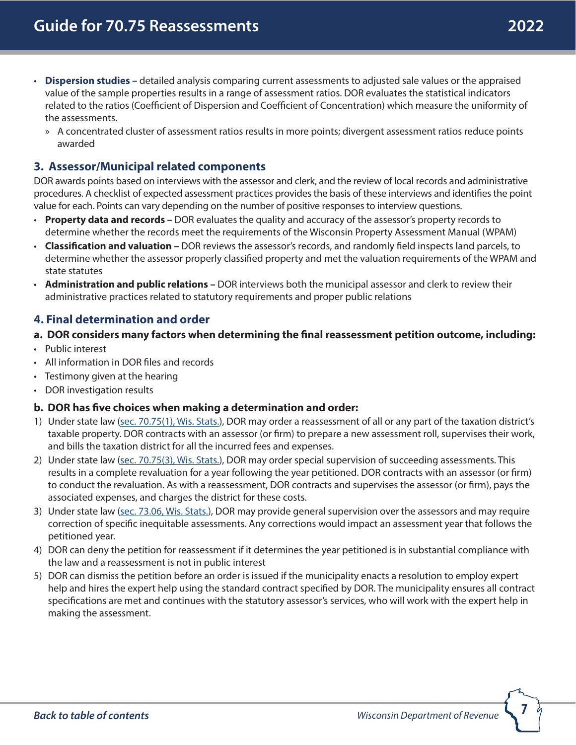- **Dispersion studies –** detailed analysis comparing current assessments to adjusted sale values or the appraised value of the sample properties results in a range of assessment ratios. DOR evaluates the statistical indicators related to the ratios (Coefficient of Dispersion and Coefficient of Concentration) which measure the uniformity of the assessments.
  - A concentrated cluster of assessment ratios results in more points; divergent assessment ratios reduce points awarded

## 3. Assessor/Municipal related components

DOR awards points based on interviews with the assessor and clerk, and the review of local records and administrative procedures. A checklist of expected assessment practices provides the basis of these interviews and identifies the point value for each. Points can vary depending on the number of positive responses to interview questions.

- **Property data and records –** DOR evaluates the quality and accuracy of the assessor's property records to determine whether the records meet the requirements of the Wisconsin Property Assessment Manual (WPAM)
- **Classification and valuation –** DOR reviews the assessor's records, and randomly field inspects land parcels, to determine whether the assessor properly classified property and met the valuation requirements of the WPAM and state statutes
- **Administration and public relations –** DOR interviews both the municipal assessor and clerk to review their administrative practices related to statutory requirements and proper public relations

## 4. Final determination and order

### a. DOR considers many factors when determining the final reassessment petition outcome, including:

- Public interest
- All information in DOR files and records
- Testimony given at the hearing
- DOR investigation results

### b. DOR has five choices when making a determination and order:

1) Under state law (sec. 70.75(1), Wis. Stats.), DOR may order a reassessment of all or any part of the taxation district's taxable property. DOR contracts with an assessor (or firm) to prepare a new assessment roll, supervises their work, and bills the taxation district for all the incurred fees and expenses.
2) Under state law (sec. 70.75(3), Wis. Stats.), DOR may order special supervision of succeeding assessments. This results in a complete revaluation for a year following the year petitioned. DOR contracts with an assessor (or firm) to conduct the revaluation. As with a reassessment, DOR contracts and supervises the assessor (or firm), pays the associated expenses, and charges the district for these costs.
3) Under state law (sec. 73.06, Wis. Stats.), DOR may provide general supervision over the assessors and may require correction of specific inequitable assessments. Any corrections would impact an assessment year that follows the petitioned year.
4) DOR can deny the petition for reassessment if it determines the year petitioned is in substantial compliance with the law and a reassessment is not in public interest
5) DOR can dismiss the petition before an order is issued if the municipality enacts a resolution to employ expert help and hires the expert help using the standard contract specified by DOR. The municipality ensures all contract specifications are met and continues with the statutory assessor's services, who will work with the expert help in making the assessment.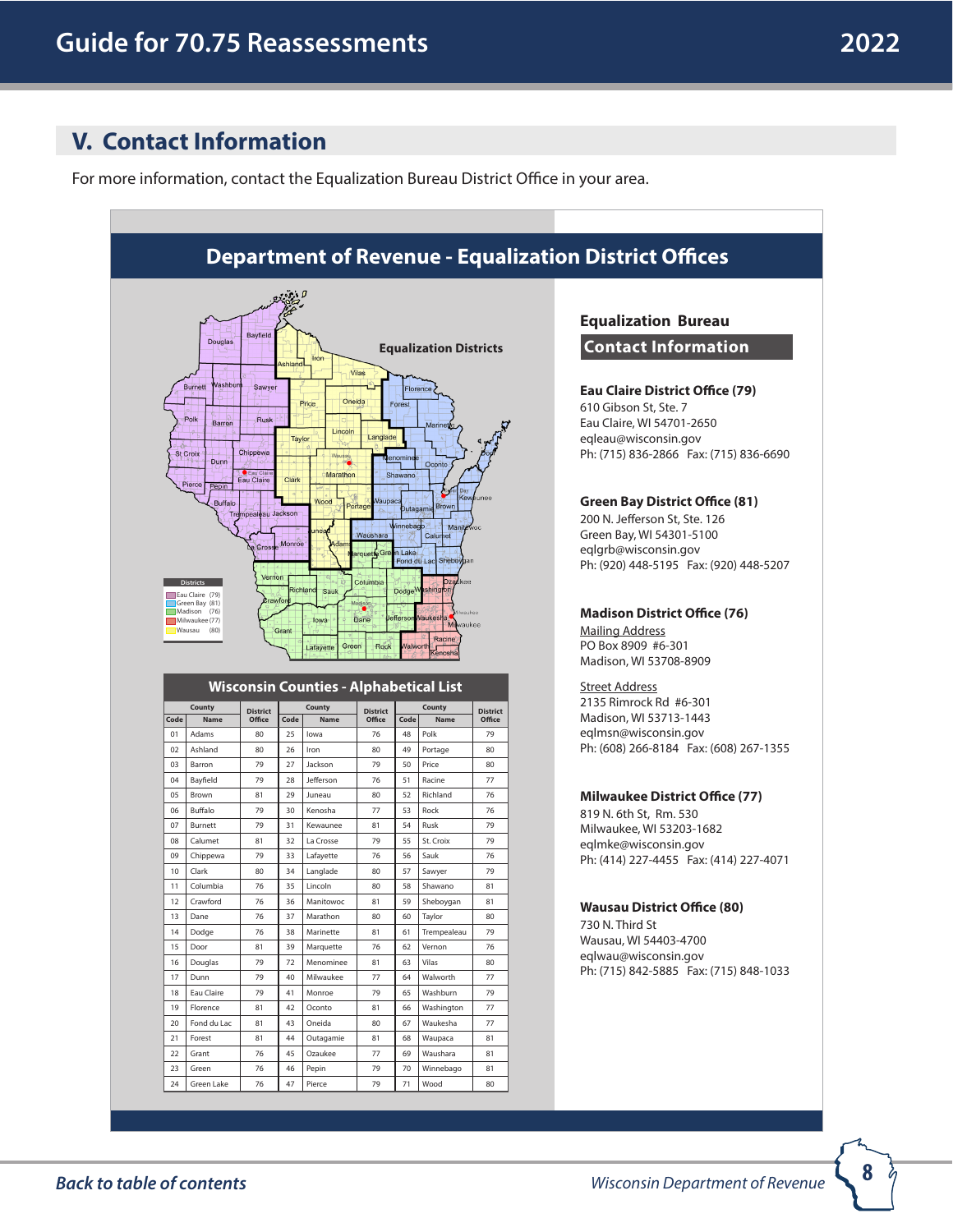## V. Contact Information

For more information, contact the Equalization Bureau District Office in your area.

### Department of Revenue - Equalization District Offices

Equalization Districts

Districts
Eau Claire (79)
Green Bay (81)
Madison (76)
Milwaukee (77)
Wausau (80)

#### Wisconsin Counties - Alphabetical List

| County Code | County Name | District Office | County Code | County Name | District Office | County Code | County Name | District Office |
|---|---|---|---|---|---|---|---|---|
| 01 | Adams | 80 | 25 | Iowa | 76 | 48 | Polk | 79 |
| 02 | Ashland | 80 | 26 | Iron | 80 | 49 | Portage | 80 |
| 03 | Barron | 79 | 27 | Jackson | 79 | 50 | Price | 80 |
| 04 | Bayfield | 79 | 28 | Jefferson | 76 | 51 | Racine | 77 |
| 05 | Brown | 81 | 29 | Juneau | 80 | 52 | Richland | 76 |
| 06 | Buffalo | 79 | 30 | Kenosha | 77 | 53 | Rock | 76 |
| 07 | Burnett | 79 | 31 | Kewaunee | 81 | 54 | Rusk | 79 |
| 08 | Calumet | 81 | 32 | La Crosse | 79 | 55 | St. Croix | 79 |
| 09 | Chippewa | 79 | 33 | Lafayette | 76 | 56 | Sauk | 76 |
| 10 | Clark | 80 | 34 | Langlade | 80 | 57 | Sawyer | 79 |
| 11 | Columbia | 76 | 35 | Lincoln | 80 | 58 | Shawano | 81 |
| 12 | Crawford | 76 | 36 | Manitowoc | 81 | 59 | Sheboygan | 81 |
| 13 | Dane | 76 | 37 | Marathon | 80 | 60 | Taylor | 80 |
| 14 | Dodge | 76 | 38 | Marinette | 81 | 61 | Trempealeau | 79 |
| 15 | Door | 81 | 39 | Marquette | 76 | 62 | Vernon | 76 |
| 16 | Douglas | 79 | 72 | Menominee | 81 | 63 | Vilas | 80 |
| 17 | Dunn | 79 | 40 | Milwaukee | 77 | 64 | Walworth | 77 |
| 18 | Eau Claire | 79 | 41 | Monroe | 79 | 65 | Washburn | 79 |
| 19 | Florence | 81 | 42 | Oconto | 81 | 66 | Washington | 77 |
| 20 | Fond du Lac | 81 | 43 | Oneida | 80 | 67 | Waukesha | 77 |
| 21 | Forest | 81 | 44 | Outagamie | 81 | 68 | Waupaca | 81 |
| 22 | Grant | 76 | 45 | Ozaukee | 77 | 69 | Waushara | 81 |
| 23 | Green | 76 | 46 | Pepin | 79 | 70 | Winnebago | 81 |
| 24 | Green Lake | 76 | 47 | Pierce | 79 | 71 | Wood | 80 |

### Equalization Bureau

#### Contact Information

**Eau Claire District Office (79)**
610 Gibson St, Ste. 7
Eau Claire, WI 54701-2650
eqleau@wisconsin.gov
Ph: (715) 836-2866 Fax: (715) 836-6690

**Green Bay District Office (81)**
200 N. Jefferson St, Ste. 126
Green Bay, WI 54301-5100
eqlgrb@wisconsin.gov
Ph: (920) 448-5195 Fax: (920) 448-5207

**Madison District Office (76)**
Mailing Address
PO Box 8909 #6-301
Madison, WI 53708-8909

Street Address
2135 Rimrock Rd #6-301
Madison, WI 53713-1443
eqlmsn@wisconsin.gov
Ph: (608) 266-8184 Fax: (608) 267-1355

**Milwaukee District Office (77)**
819 N. 6th St, Rm. 530
Milwaukee, WI 53203-1682
eqlmke@wisconsin.gov
Ph: (414) 227-4455 Fax: (414) 227-4071

**Wausau District Office (80)**
730 N. Third St
Wausau, WI 54403-4700
eqlwau@wisconsin.gov
Ph: (715) 842-5885 Fax: (715) 848-1033

*Back to table of contents*